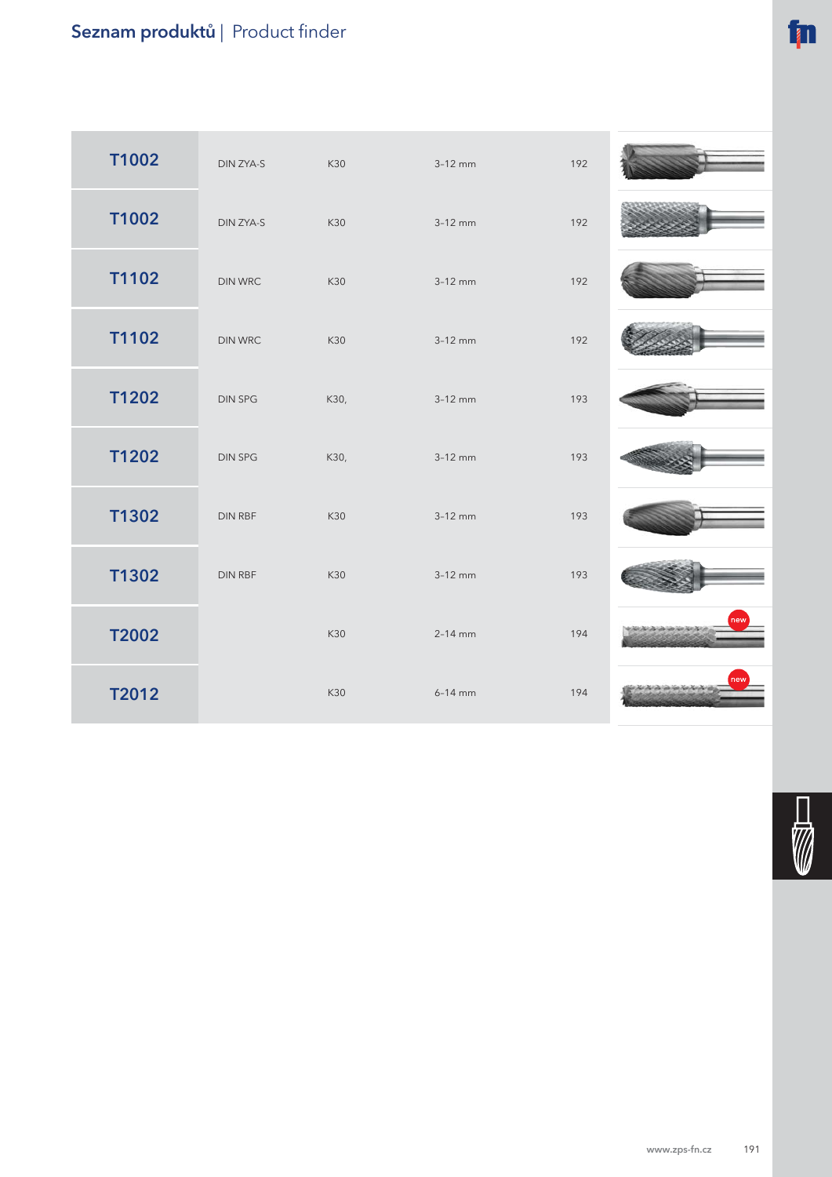## Seznam produktů | Product finder

| | | | | |
|---|---|---|---|---|
| **T1002** | DIN ZYA-S | K30 | 3-12 mm | 192 |
| **T1002** | DIN ZYA-S | K30 | 3-12 mm | 192 |
| **T1102** | DIN WRC | K30 | 3-12 mm | 192 |
| **T1102** | DIN WRC | K30 | 3-12 mm | 192 |
| **T1202** | DIN SPG | K30, | 3-12 mm | 193 |
| **T1202** | DIN SPG | K30, | 3-12 mm | 193 |
| **T1302** | DIN RBF | K30 | 3-12 mm | 193 |
| **T1302** | DIN RBF | K30 | 3-12 mm | 193 |
| **T2002** | | K30 | 2-14 mm | 194 |
| **T2012** | | K30 | 6-14 mm | 194 |

new

new

www.zps-fn.cz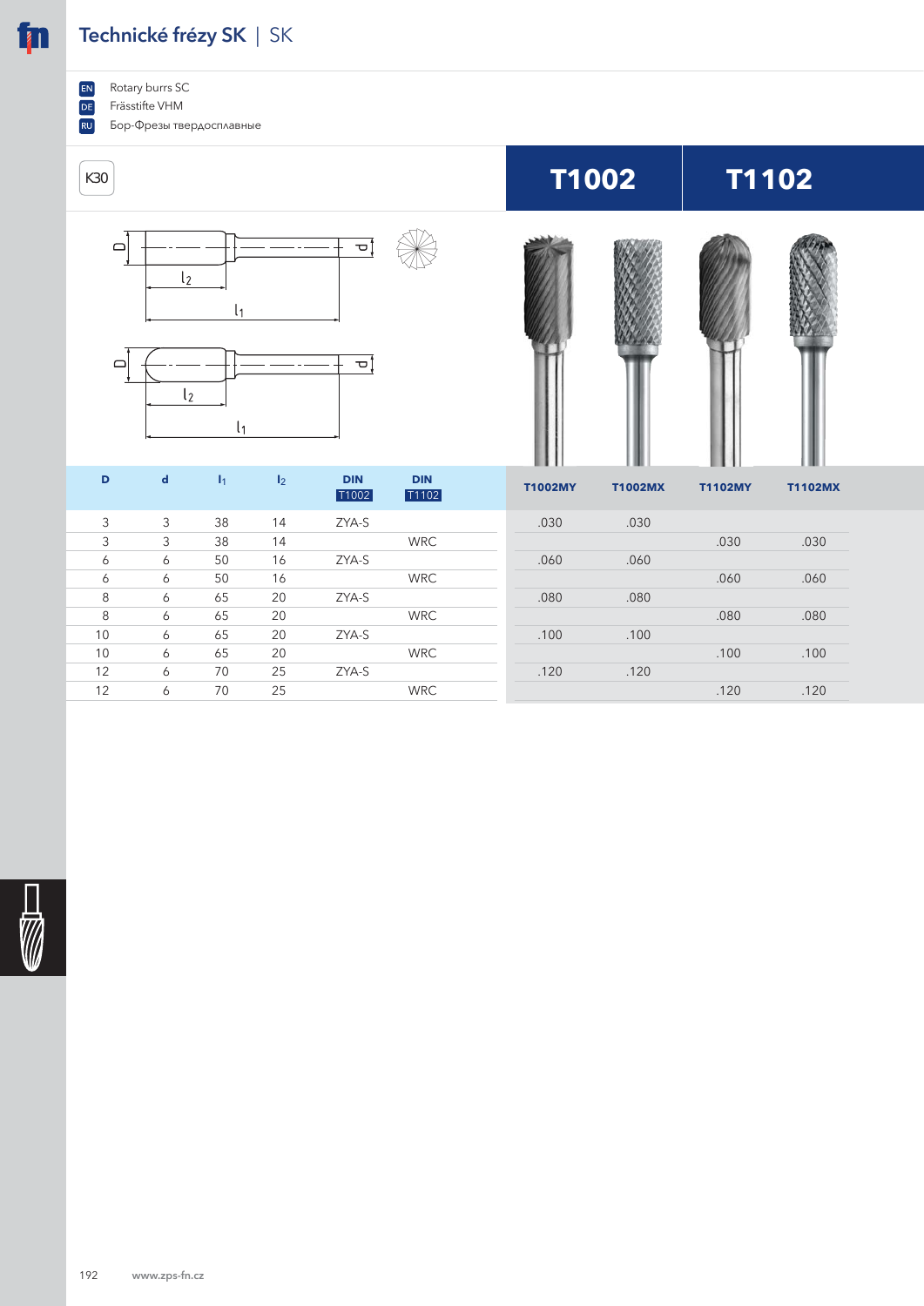# Technické frézy SK | SK

EN Rotary burrs SC
DE Frässtifte VHM
RU Бор-Фрезы твердосплавные

K30

| T1002 | T1102 |
|---|---|

| D | d | $l_1$ | $l_2$ | DIN T1002 | DIN T1102 | T1002MY | T1002MX | T1102MY | T1102MX |
|---|---|---|---|---|---|---|---|---|---|
| 3 | 3 | 38 | 14 | ZYA-S | | .030 | .030 | | |
| 3 | 3 | 38 | 14 | | WRC | | | .030 | .030 |
| 6 | 6 | 50 | 16 | ZYA-S | | .060 | .060 | | |
| 6 | 6 | 50 | 16 | | WRC | | | .060 | .060 |
| 8 | 6 | 65 | 20 | ZYA-S | | .080 | .080 | | |
| 8 | 6 | 65 | 20 | | WRC | | | .080 | .080 |
| 10 | 6 | 65 | 20 | ZYA-S | | .100 | .100 | | |
| 10 | 6 | 65 | 20 | | WRC | | | .100 | .100 |
| 12 | 6 | 70 | 25 | ZYA-S | | .120 | .120 | | |
| 12 | 6 | 70 | 25 | | WRC | | | .120 | .120 |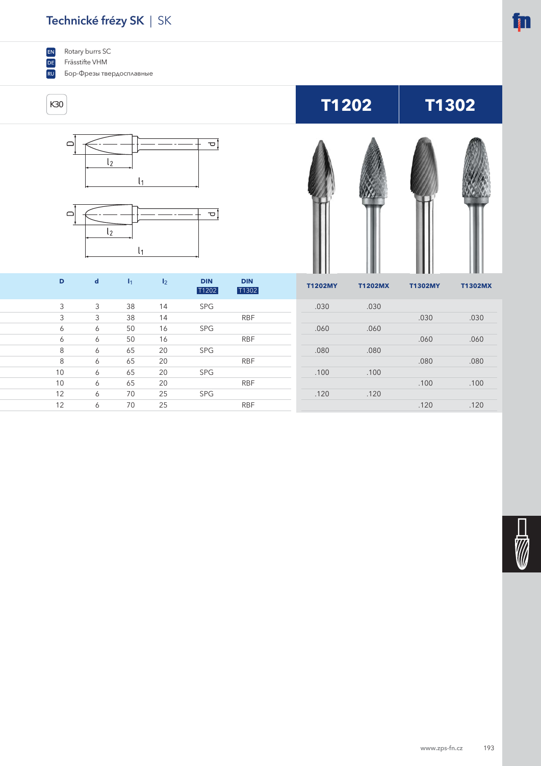# Technické frézy SK | SK

EN Rotary burrs SC
DE Frässtifte VHM
RU Бор-Фрезы твердосплавные

K30

## T1202 | T1302

| D | d | $l_1$ | $l_2$ | DIN T1202 | DIN T1302 | T1202MY | T1202MX | T1302MY | T1302MX |
|---|---|---|---|---|---|---|---|---|---|
| 3 | 3 | 38 | 14 | SPG | | .030 | .030 | | |
| 3 | 3 | 38 | 14 | | RBF | | | .030 | .030 |
| 6 | 6 | 50 | 16 | SPG | | .060 | .060 | | |
| 6 | 6 | 50 | 16 | | RBF | | | .060 | .060 |
| 8 | 6 | 65 | 20 | SPG | | .080 | .080 | | |
| 8 | 6 | 65 | 20 | | RBF | | | .080 | .080 |
| 10 | 6 | 65 | 20 | SPG | | .100 | .100 | | |
| 10 | 6 | 65 | 20 | | RBF | | | .100 | .100 |
| 12 | 6 | 70 | 25 | SPG | | .120 | .120 | | |
| 12 | 6 | 70 | 25 | | RBF | | | .120 | .120 |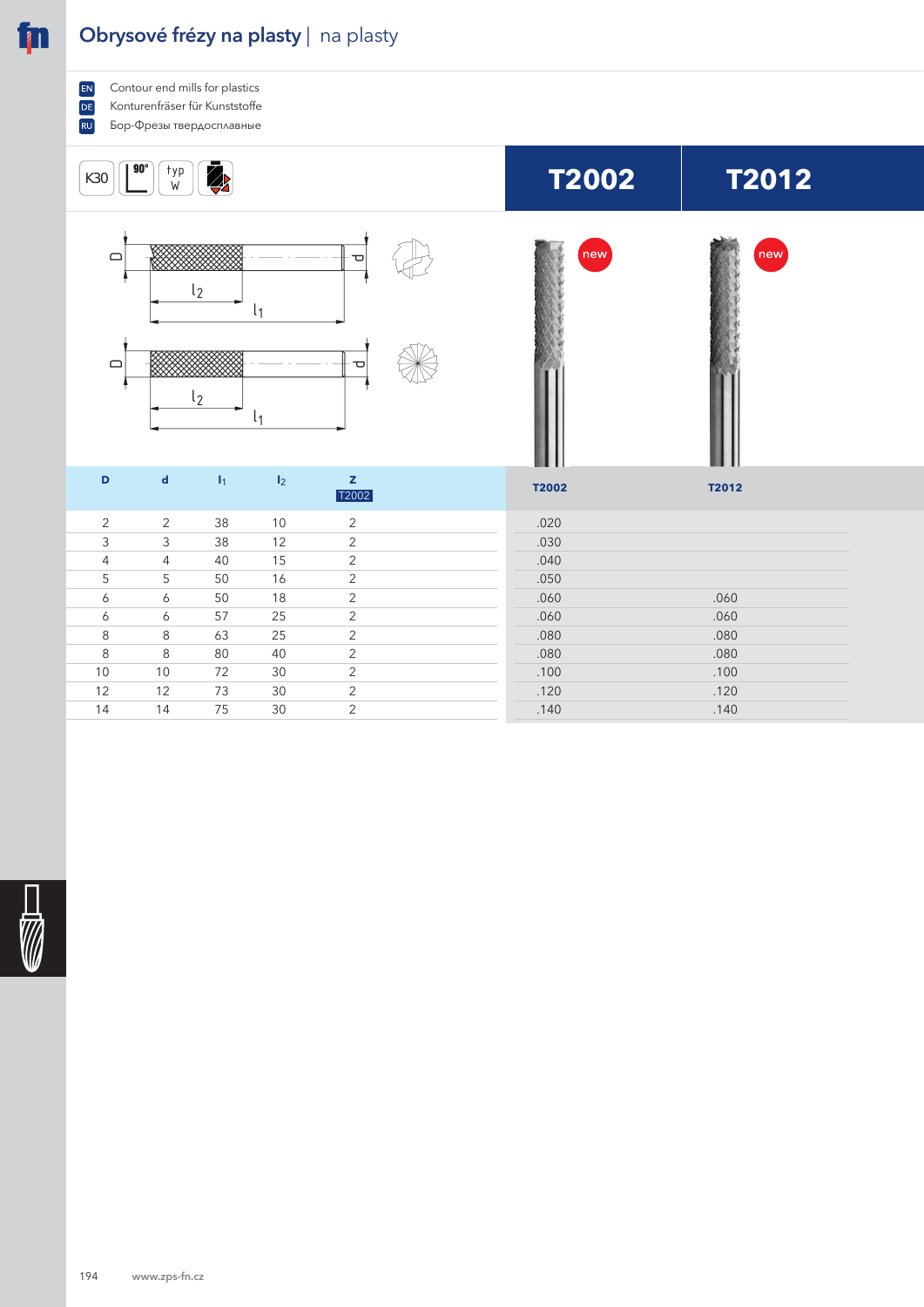# Obrysové frézy na plasty | na plasty

EN Contour end mills for plastics
DE Konturenfräser für Kunststoffe
RU Бор-Фрезы твердосплавные

K30 | 90° | typ W

## T2002 | T2012

new

new

| D | d | $l_1$ | $l_2$ | Z T2002 | T2002 | T2012 |
|---|---|---|---|---|---|---|
| 2 | 2 | 38 | 10 | 2 | .020 | |
| 3 | 3 | 38 | 12 | 2 | .030 | |
| 4 | 4 | 40 | 15 | 2 | .040 | |
| 5 | 5 | 50 | 16 | 2 | .050 | |
| 6 | 6 | 50 | 18 | 2 | .060 | .060 |
| 6 | 6 | 57 | 25 | 2 | .060 | .060 |
| 8 | 8 | 63 | 25 | 2 | .080 | .080 |
| 8 | 8 | 80 | 40 | 2 | .080 | .080 |
| 10 | 10 | 72 | 30 | 2 | .100 | .100 |
| 12 | 12 | 73 | 30 | 2 | .120 | .120 |
| 14 | 14 | 75 | 30 | 2 | .140 | .140 |

www.zps-fn.cz